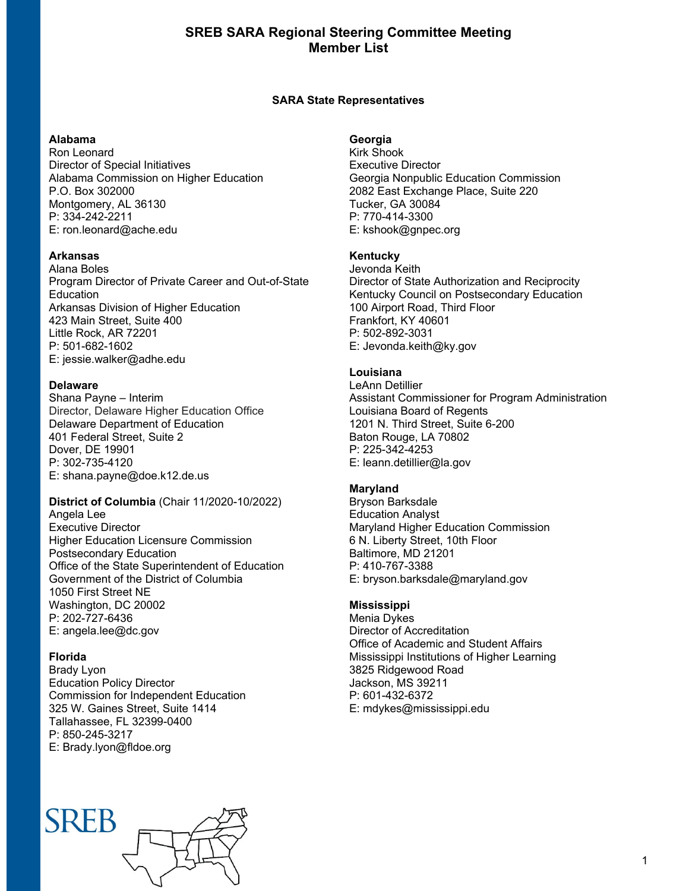# SREB SARA Regional Steering Committee Meeting
# Member List

### SARA State Representatives

**Alabama**
Ron Leonard
Director of Special Initiatives
Alabama Commission on Higher Education
P.O. Box 302000
Montgomery, AL 36130
P: 334-242-2211
E: ron.leonard@ache.edu

**Arkansas**
Alana Boles
Program Director of Private Career and Out-of-State Education
Arkansas Division of Higher Education
423 Main Street, Suite 400
Little Rock, AR 72201
P: 501-682-1602
E: jessie.walker@adhe.edu

**Delaware**
Shana Payne – Interim
Director, Delaware Higher Education Office
Delaware Department of Education
401 Federal Street, Suite 2
Dover, DE 19901
P: 302-735-4120
E: shana.payne@doe.k12.de.us

**District of Columbia** (Chair 11/2020-10/2022)
Angela Lee
Executive Director
Higher Education Licensure Commission
Postsecondary Education
Office of the State Superintendent of Education
Government of the District of Columbia
1050 First Street NE
Washington, DC 20002
P: 202-727-6436
E: angela.lee@dc.gov

**Florida**
Brady Lyon
Education Policy Director
Commission for Independent Education
325 W. Gaines Street, Suite 1414
Tallahassee, FL 32399-0400
P: 850-245-3217
E: Brady.lyon@fldoe.org

**Georgia**
Kirk Shook
Executive Director
Georgia Nonpublic Education Commission
2082 East Exchange Place, Suite 220
Tucker, GA 30084
P: 770-414-3300
E: kshook@gnpec.org

**Kentucky**
Jevonda Keith
Director of State Authorization and Reciprocity
Kentucky Council on Postsecondary Education
100 Airport Road, Third Floor
Frankfort, KY 40601
P: 502-892-3031
E: Jevonda.keith@ky.gov

**Louisiana**
LeAnn Detillier
Assistant Commissioner for Program Administration
Louisiana Board of Regents
1201 N. Third Street, Suite 6-200
Baton Rouge, LA 70802
P: 225-342-4253
E: leann.detillier@la.gov

**Maryland**
Bryson Barksdale
Education Analyst
Maryland Higher Education Commission
6 N. Liberty Street, 10th Floor
Baltimore, MD 21201
P: 410-767-3388
E: bryson.barksdale@maryland.gov

**Mississippi**
Menia Dykes
Director of Accreditation
Office of Academic and Student Affairs
Mississippi Institutions of Higher Learning
3825 Ridgewood Road
Jackson, MS 39211
P: 601-432-6372
E: mdykes@mississippi.edu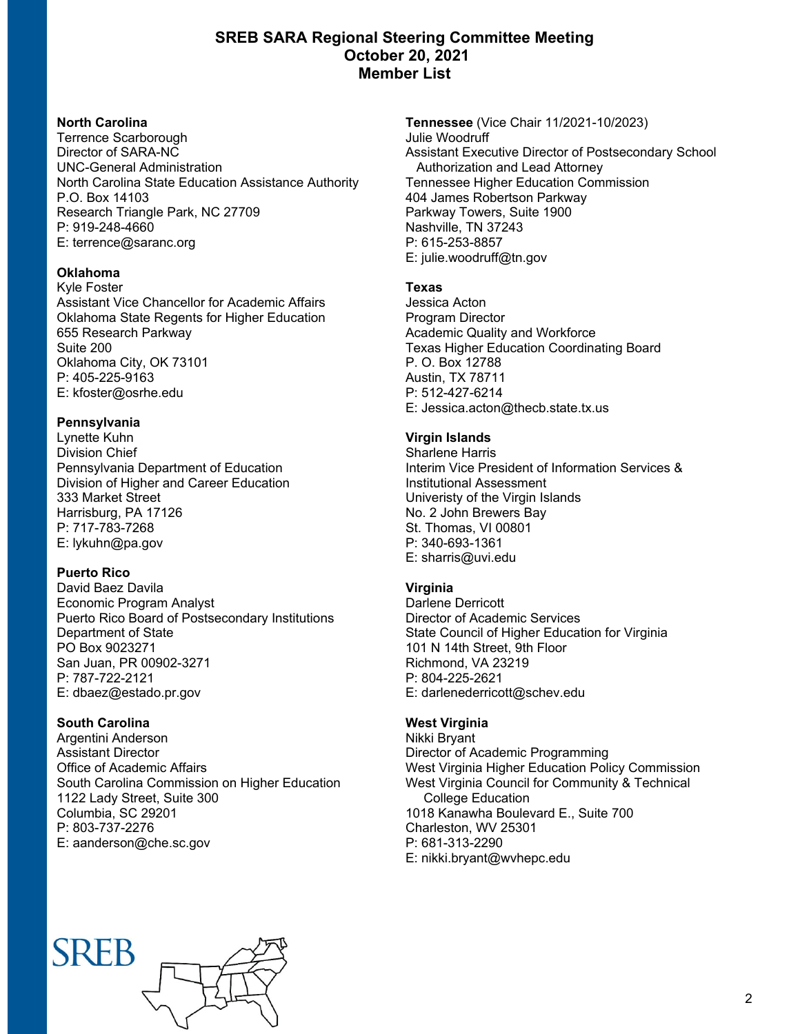# SREB SARA Regional Steering Committee Meeting
# October 20, 2021
# Member List

**North Carolina**
Terrence Scarborough
Director of SARA-NC
UNC-General Administration
North Carolina State Education Assistance Authority
P.O. Box 14103
Research Triangle Park, NC 27709
P: 919-248-4660
E: terrence@saranc.org

**Oklahoma**
Kyle Foster
Assistant Vice Chancellor for Academic Affairs
Oklahoma State Regents for Higher Education
655 Research Parkway
Suite 200
Oklahoma City, OK 73101
P: 405-225-9163
E: kfoster@osrhe.edu

**Pennsylvania**
Lynette Kuhn
Division Chief
Pennsylvania Department of Education
Division of Higher and Career Education
333 Market Street
Harrisburg, PA 17126
P: 717-783-7268
E: lykuhn@pa.gov

**Puerto Rico**
David Baez Davila
Economic Program Analyst
Puerto Rico Board of Postsecondary Institutions
Department of State
PO Box 9023271
San Juan, PR 00902-3271
P: 787-722-2121
E: dbaez@estado.pr.gov

**South Carolina**
Argentini Anderson
Assistant Director
Office of Academic Affairs
South Carolina Commission on Higher Education
1122 Lady Street, Suite 300
Columbia, SC 29201
P: 803-737-2276
E: aanderson@che.sc.gov

**Tennessee** (Vice Chair 11/2021-10/2023)
Julie Woodruff
Assistant Executive Director of Postsecondary School Authorization and Lead Attorney
Tennessee Higher Education Commission
404 James Robertson Parkway
Parkway Towers, Suite 1900
Nashville, TN 37243
P: 615-253-8857
E: julie.woodruff@tn.gov

**Texas**
Jessica Acton
Program Director
Academic Quality and Workforce
Texas Higher Education Coordinating Board
P. O. Box 12788
Austin, TX 78711
P: 512-427-6214
E: Jessica.acton@thecb.state.tx.us

**Virgin Islands**
Sharlene Harris
Interim Vice President of Information Services & Institutional Assessment
Univeristy of the Virgin Islands
No. 2 John Brewers Bay
St. Thomas, VI 00801
P: 340-693-1361
E: sharris@uvi.edu

**Virginia**
Darlene Derricott
Director of Academic Services
State Council of Higher Education for Virginia
101 N 14th Street, 9th Floor
Richmond, VA 23219
P: 804-225-2621
E: darlenederricott@schev.edu

**West Virginia**
Nikki Bryant
Director of Academic Programming
West Virginia Higher Education Policy Commission
West Virginia Council for Community & Technical College Education
1018 Kanawha Boulevard E., Suite 700
Charleston, WV 25301
P: 681-313-2290
E: nikki.bryant@wvhepc.edu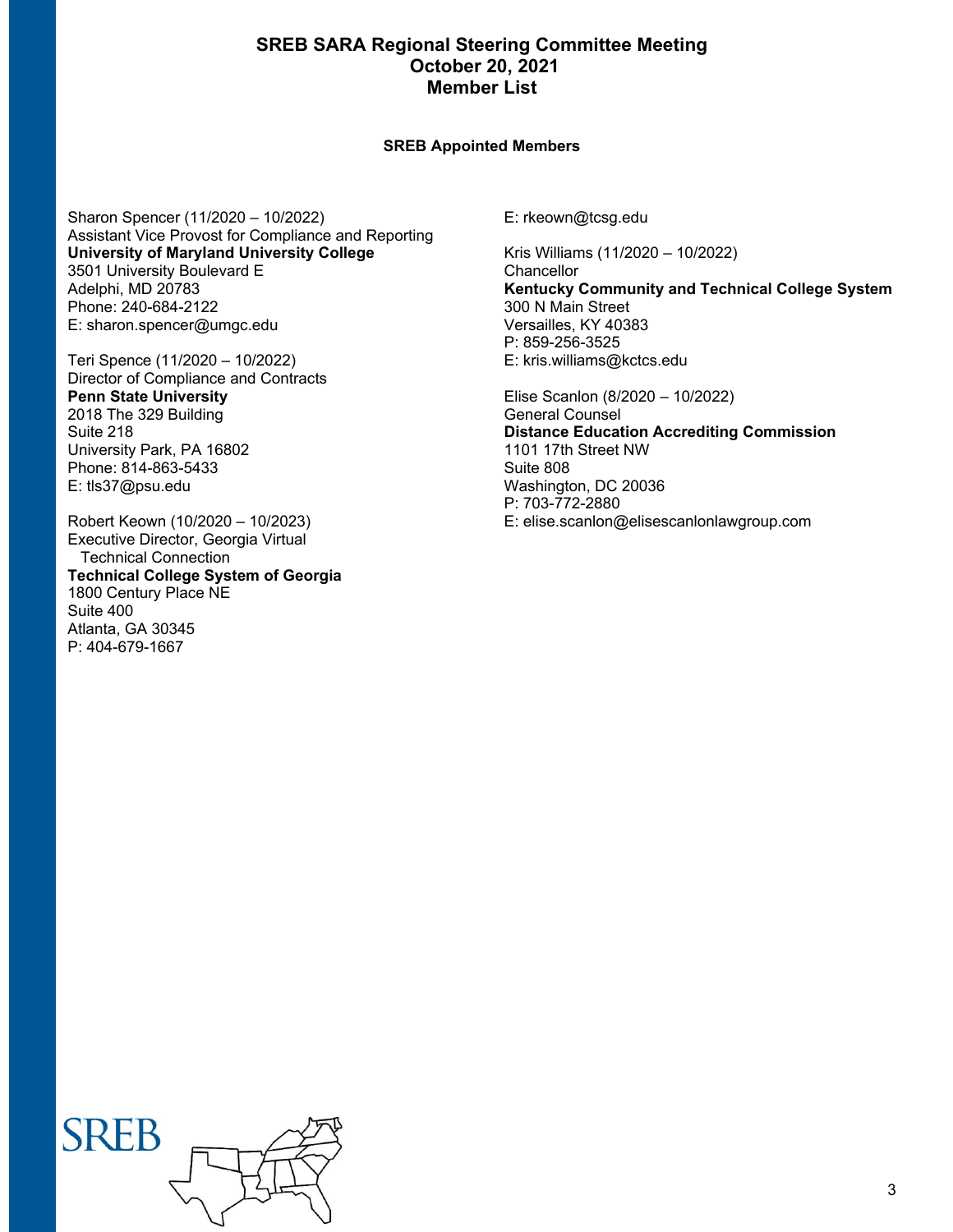# SREB SARA Regional Steering Committee Meeting
# October 20, 2021
# Member List

### SREB Appointed Members

Sharon Spencer (11/2020 – 10/2022)
Assistant Vice Provost for Compliance and Reporting
**University of Maryland University College**
3501 University Boulevard E
Adelphi, MD 20783
Phone: 240-684-2122
E: sharon.spencer@umgc.edu

Teri Spence (11/2020 – 10/2022)
Director of Compliance and Contracts
**Penn State University**
2018 The 329 Building
Suite 218
University Park, PA 16802
Phone: 814-863-5433
E: tls37@psu.edu

Robert Keown (10/2020 – 10/2023)
Executive Director, Georgia Virtual Technical Connection
**Technical College System of Georgia**
1800 Century Place NE
Suite 400
Atlanta, GA 30345
P: 404-679-1667
E: rkeown@tcsg.edu

Kris Williams (11/2020 – 10/2022)
Chancellor
**Kentucky Community and Technical College System**
300 N Main Street
Versailles, KY 40383
P: 859-256-3525
E: kris.williams@kctcs.edu

Elise Scanlon (8/2020 – 10/2022)
General Counsel
**Distance Education Accrediting Commission**
1101 17th Street NW
Suite 808
Washington, DC 20036
P: 703-772-2880
E: elise.scanlon@elisescanlonlawgroup.com

SREB